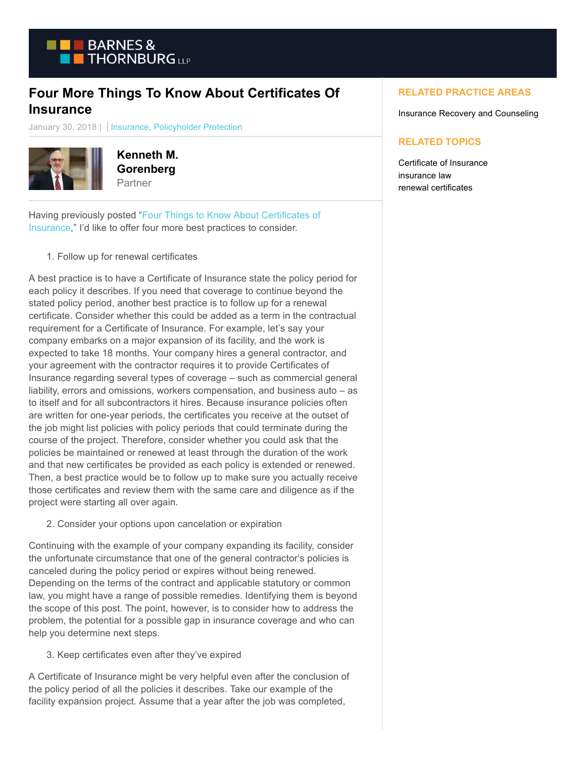# Four More Things To Know About Certificates Of Insurance

January 30, 2018 | | Insurance, Policyholder Protection

**Kenneth M. Gorenberg**
Partner

**RELATED PRACTICE AREAS**

Insurance Recovery and Counseling

**RELATED TOPICS**

Certificate of Insurance
insurance law
renewal certificates

Having previously posted "Four Things to Know About Certificates of Insurance," I'd like to offer four more best practices to consider.

1. Follow up for renewal certificates

A best practice is to have a Certificate of Insurance state the policy period for each policy it describes. If you need that coverage to continue beyond the stated policy period, another best practice is to follow up for a renewal certificate. Consider whether this could be added as a term in the contractual requirement for a Certificate of Insurance. For example, let's say your company embarks on a major expansion of its facility, and the work is expected to take 18 months. Your company hires a general contractor, and your agreement with the contractor requires it to provide Certificates of Insurance regarding several types of coverage – such as commercial general liability, errors and omissions, workers compensation, and business auto – as to itself and for all subcontractors it hires. Because insurance policies often are written for one-year periods, the certificates you receive at the outset of the job might list policies with policy periods that could terminate during the course of the project. Therefore, consider whether you could ask that the policies be maintained or renewed at least through the duration of the work and that new certificates be provided as each policy is extended or renewed. Then, a best practice would be to follow up to make sure you actually receive those certificates and review them with the same care and diligence as if the project were starting all over again.

2. Consider your options upon cancelation or expiration

Continuing with the example of your company expanding its facility, consider the unfortunate circumstance that one of the general contractor's policies is canceled during the policy period or expires without being renewed. Depending on the terms of the contract and applicable statutory or common law, you might have a range of possible remedies. Identifying them is beyond the scope of this post. The point, however, is to consider how to address the problem, the potential for a possible gap in insurance coverage and who can help you determine next steps.

3. Keep certificates even after they've expired

A Certificate of Insurance might be very helpful even after the conclusion of the policy period of all the policies it describes. Take our example of the facility expansion project. Assume that a year after the job was completed,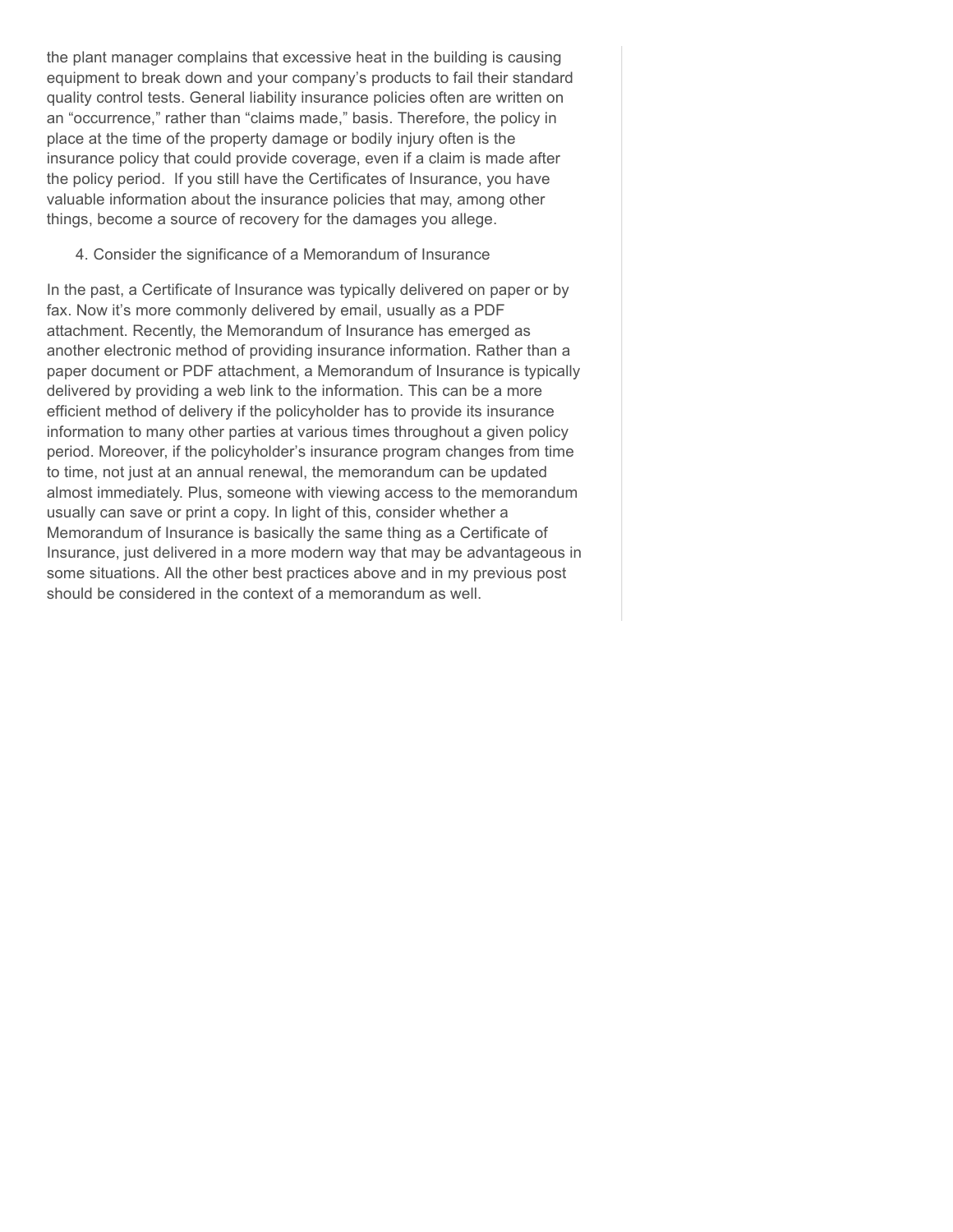the plant manager complains that excessive heat in the building is causing equipment to break down and your company's products to fail their standard quality control tests. General liability insurance policies often are written on an "occurrence," rather than "claims made," basis. Therefore, the policy in place at the time of the property damage or bodily injury often is the insurance policy that could provide coverage, even if a claim is made after the policy period. If you still have the Certificates of Insurance, you have valuable information about the insurance policies that may, among other things, become a source of recovery for the damages you allege.

4. Consider the significance of a Memorandum of Insurance

In the past, a Certificate of Insurance was typically delivered on paper or by fax. Now it's more commonly delivered by email, usually as a PDF attachment. Recently, the Memorandum of Insurance has emerged as another electronic method of providing insurance information. Rather than a paper document or PDF attachment, a Memorandum of Insurance is typically delivered by providing a web link to the information. This can be a more efficient method of delivery if the policyholder has to provide its insurance information to many other parties at various times throughout a given policy period. Moreover, if the policyholder's insurance program changes from time to time, not just at an annual renewal, the memorandum can be updated almost immediately. Plus, someone with viewing access to the memorandum usually can save or print a copy. In light of this, consider whether a Memorandum of Insurance is basically the same thing as a Certificate of Insurance, just delivered in a more modern way that may be advantageous in some situations. All the other best practices above and in my previous post should be considered in the context of a memorandum as well.